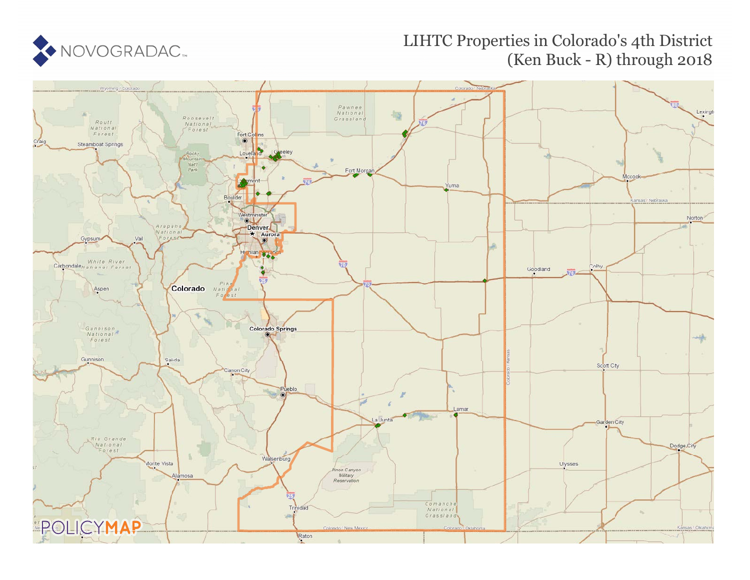# LIHTC Properties in Colorado's 4th District (Ken Buck - R) through 2018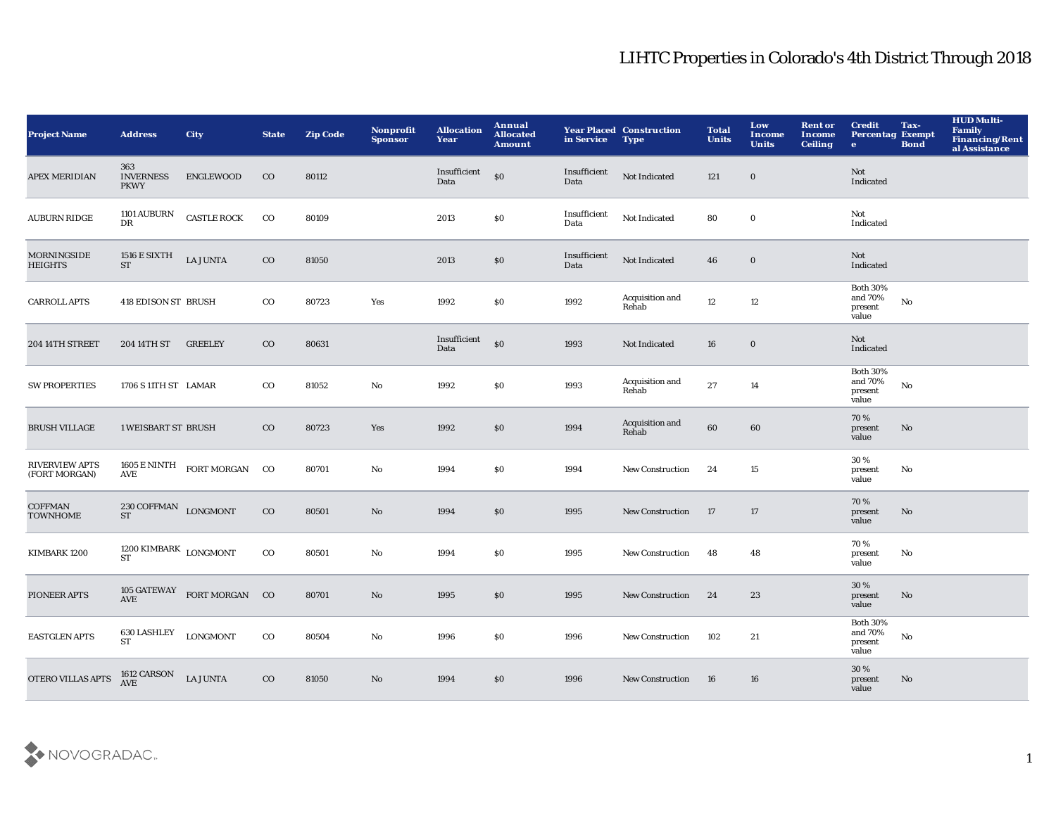# LIHTC Properties in Colorado's 4th District Through 2018

| Project Name | Address | City | State | Zip Code | Nonprofit Sponsor | Allocation Year | Annual Allocated Amount | Year Placed in Service | Construction Type | Total Units | Low Income Units | Rent or Income Ceiling | Credit Percentage | Tax-Exempt Bond | HUD Multi-Family Financing/Rental Assistance |
|---|---|---|---|---|---|---|---|---|---|---|---|---|---|---|---|
| APEX MERIDIAN | 363 INVERNESS PKWY | ENGLEWOOD | CO | 80112 | | Insufficient Data | $0 | Insufficient Data | Not Indicated | 121 | 0 | | Not Indicated | | |
| AUBURN RIDGE | 1101 AUBURN DR | CASTLE ROCK | CO | 80109 | | 2013 | $0 | Insufficient Data | Not Indicated | 80 | 0 | | Not Indicated | | |
| MORNINGSIDE HEIGHTS | 1516 E SIXTH ST | LA JUNTA | CO | 81050 | | 2013 | $0 | Insufficient Data | Not Indicated | 46 | 0 | | Not Indicated | | |
| CARROLL APTS | 418 EDISON ST | BRUSH | CO | 80723 | Yes | 1992 | $0 | 1992 | Acquisition and Rehab | 12 | 12 | | Both 30% and 70% present value | No | |
| 204 14TH STREET | 204 14TH ST | GREELEY | CO | 80631 | | Insufficient Data | $0 | 1993 | Not Indicated | 16 | 0 | | Not Indicated | | |
| SW PROPERTIES | 1706 S 11TH ST | LAMAR | CO | 81052 | No | 1992 | $0 | 1993 | Acquisition and Rehab | 27 | 14 | | Both 30% and 70% present value | No | |
| BRUSH VILLAGE | 1 WEISBART ST | BRUSH | CO | 80723 | Yes | 1992 | $0 | 1994 | Acquisition and Rehab | 60 | 60 | | 70 % present value | No | |
| RIVERVIEW APTS (FORT MORGAN) | 1605 E NINTH AVE | FORT MORGAN | CO | 80701 | No | 1994 | $0 | 1994 | New Construction | 24 | 15 | | 30 % present value | No | |
| COFFMAN TOWNHOME | 230 COFFMAN ST | LONGMONT | CO | 80501 | No | 1994 | $0 | 1995 | New Construction | 17 | 17 | | 70 % present value | No | |
| KIMBARK 1200 | 1200 KIMBARK ST | LONGMONT | CO | 80501 | No | 1994 | $0 | 1995 | New Construction | 48 | 48 | | 70 % present value | No | |
| PIONEER APTS | 105 GATEWAY AVE | FORT MORGAN | CO | 80701 | No | 1995 | $0 | 1995 | New Construction | 24 | 23 | | 30 % present value | No | |
| EASTGLEN APTS | 630 LASHLEY ST | LONGMONT | CO | 80504 | No | 1996 | $0 | 1996 | New Construction | 102 | 21 | | Both 30% and 70% present value | No | |
| OTERO VILLAS APTS | 1612 CARSON AVE | LA JUNTA | CO | 81050 | No | 1994 | $0 | 1996 | New Construction | 16 | 16 | | 30 % present value | No | |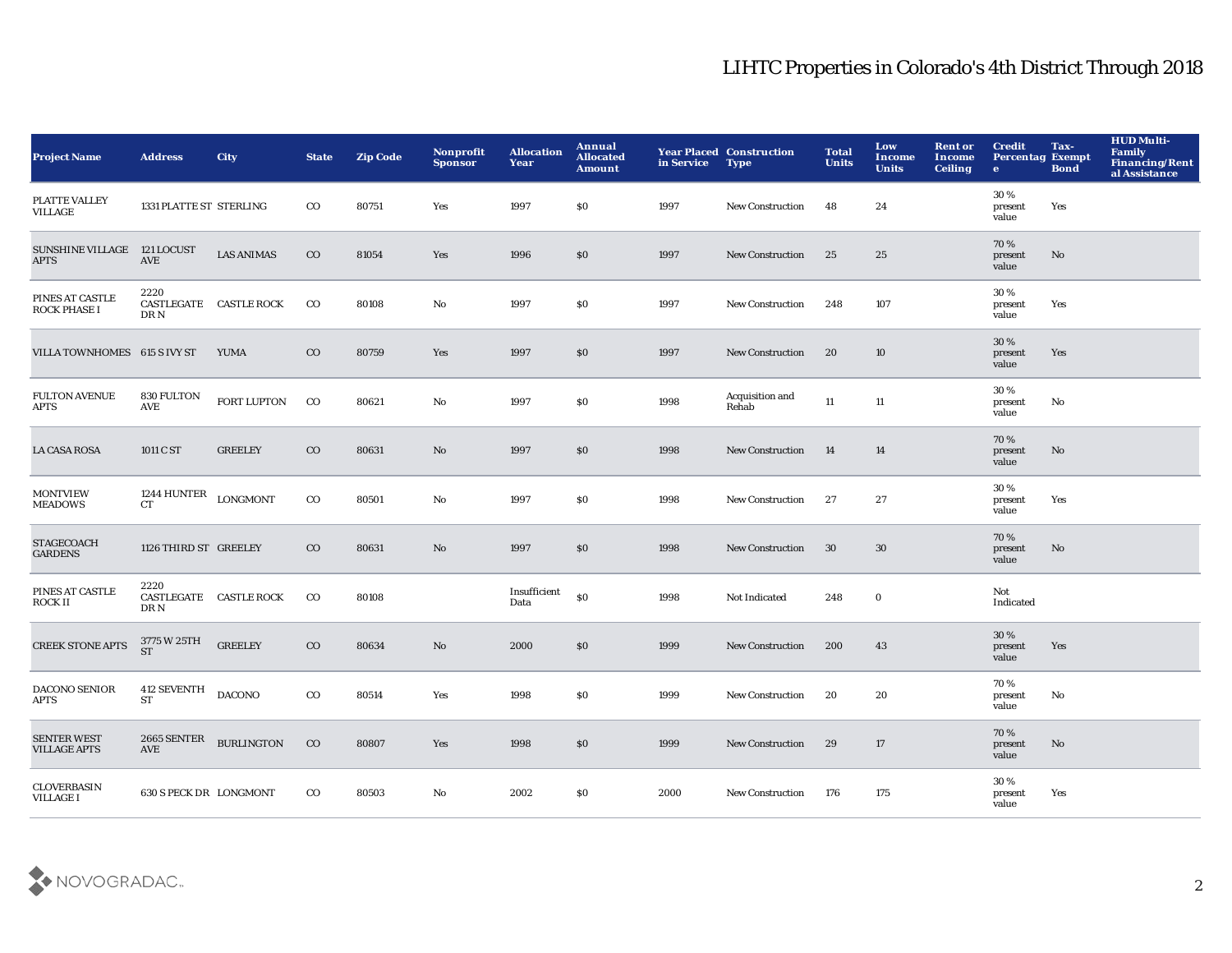# LIHTC Properties in Colorado's 4th District Through 2018

| Project Name | Address | City | State | Zip Code | Nonprofit Sponsor | Allocation Year | Annual Allocated Amount | Year Placed in Service | Construction Type | Total Units | Low Income Units | Rent or Income Ceiling | Credit Percentage | Tax-Exempt Bond | HUD Multi-Family Financing/Rental Assistance |
|---|---|---|---|---|---|---|---|---|---|---|---|---|---|---|---|
| PLATTE VALLEY VILLAGE | 1331 PLATTE ST | STERLING | CO | 80751 | Yes | 1997 | $0 | 1997 | New Construction | 48 | 24 | | 30 % present value | Yes | |
| SUNSHINE VILLAGE APTS | 121 LOCUST AVE | LAS ANIMAS | CO | 81054 | Yes | 1996 | $0 | 1997 | New Construction | 25 | 25 | | 70 % present value | No | |
| PINES AT CASTLE ROCK PHASE I | 2220 CASTLEGATE DR N | CASTLE ROCK | CO | 80108 | No | 1997 | $0 | 1997 | New Construction | 248 | 107 | | 30 % present value | Yes | |
| VILLA TOWNHOMES | 615 S IVY ST | YUMA | CO | 80759 | Yes | 1997 | $0 | 1997 | New Construction | 20 | 10 | | 30 % present value | Yes | |
| FULTON AVENUE APTS | 830 FULTON AVE | FORT LUPTON | CO | 80621 | No | 1997 | $0 | 1998 | Acquisition and Rehab | 11 | 11 | | 30 % present value | No | |
| LA CASA ROSA | 1011 C ST | GREELEY | CO | 80631 | No | 1997 | $0 | 1998 | New Construction | 14 | 14 | | 70 % present value | No | |
| MONTVIEW MEADOWS | 1244 HUNTER CT | LONGMONT | CO | 80501 | No | 1997 | $0 | 1998 | New Construction | 27 | 27 | | 30 % present value | Yes | |
| STAGECOACH GARDENS | 1126 THIRD ST | GREELEY | CO | 80631 | No | 1997 | $0 | 1998 | New Construction | 30 | 30 | | 70 % present value | No | |
| PINES AT CASTLE ROCK II | 2220 CASTLEGATE DR N | CASTLE ROCK | CO | 80108 | | Insufficient Data | $0 | 1998 | Not Indicated | 248 | 0 | | Not Indicated | | |
| CREEK STONE APTS | 3775 W 25TH ST | GREELEY | CO | 80634 | No | 2000 | $0 | 1999 | New Construction | 200 | 43 | | 30 % present value | Yes | |
| DACONO SENIOR APTS | 412 SEVENTH ST | DACONO | CO | 80514 | Yes | 1998 | $0 | 1999 | New Construction | 20 | 20 | | 70 % present value | No | |
| SENTER WEST VILLAGE APTS | 2665 SENTER AVE | BURLINGTON | CO | 80807 | Yes | 1998 | $0 | 1999 | New Construction | 29 | 17 | | 70 % present value | No | |
| CLOVERBASIN VILLAGE I | 630 S PECK DR | LONGMONT | CO | 80503 | No | 2002 | $0 | 2000 | New Construction | 176 | 175 | | 30 % present value | Yes | |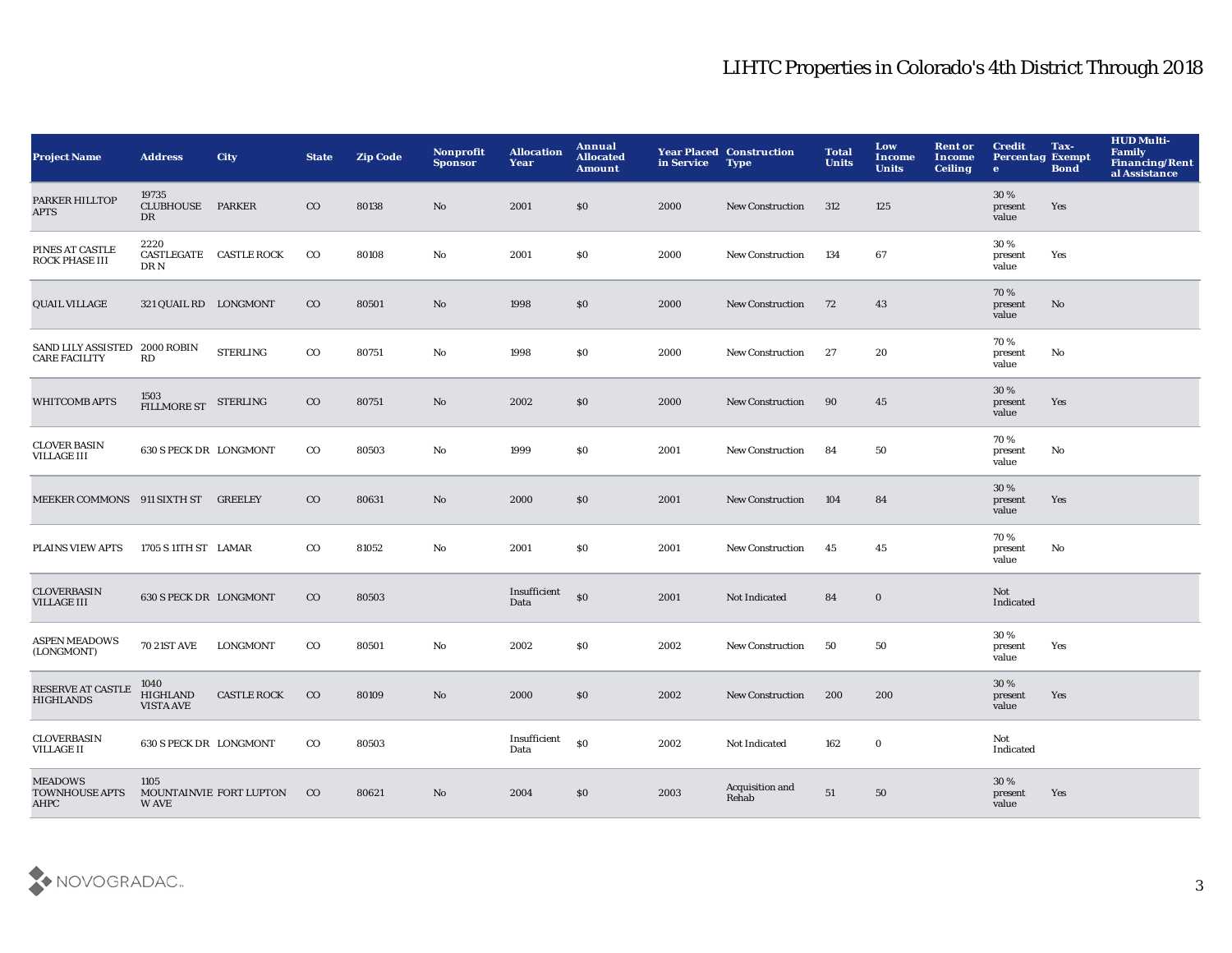# LIHTC Properties in Colorado's 4th District Through 2018

| Project Name | Address | City | State | Zip Code | Nonprofit Sponsor | Allocation Year | Annual Allocated Amount | Year Placed in Service | Construction Type | Total Units | Low Income Units | Rent or Income Ceiling | Credit Percentage | Tax-Exempt Bond | HUD Multi-Family Financing/Rental Assistance |
|---|---|---|---|---|---|---|---|---|---|---|---|---|---|---|---|
| PARKER HILLTOP APTS | 19735 CLUBHOUSE DR | PARKER | CO | 80138 | No | 2001 | $0 | 2000 | New Construction | 312 | 125 | | 30 % present value | Yes | |
| PINES AT CASTLE ROCK PHASE III | 2220 CASTLEGATE DR N | CASTLE ROCK | CO | 80108 | No | 2001 | $0 | 2000 | New Construction | 134 | 67 | | 30 % present value | Yes | |
| QUAIL VILLAGE | 321 QUAIL RD | LONGMONT | CO | 80501 | No | 1998 | $0 | 2000 | New Construction | 72 | 43 | | 70 % present value | No | |
| SAND LILY ASSISTED CARE FACILITY | 2000 ROBIN RD | STERLING | CO | 80751 | No | 1998 | $0 | 2000 | New Construction | 27 | 20 | | 70 % present value | No | |
| WHITCOMB APTS | 1503 FILLMORE ST | STERLING | CO | 80751 | No | 2002 | $0 | 2000 | New Construction | 90 | 45 | | 30 % present value | Yes | |
| CLOVER BASIN VILLAGE III | 630 S PECK DR | LONGMONT | CO | 80503 | No | 1999 | $0 | 2001 | New Construction | 84 | 50 | | 70 % present value | No | |
| MEEKER COMMONS | 911 SIXTH ST | GREELEY | CO | 80631 | No | 2000 | $0 | 2001 | New Construction | 104 | 84 | | 30 % present value | Yes | |
| PLAINS VIEW APTS | 1705 S 11TH ST | LAMAR | CO | 81052 | No | 2001 | $0 | 2001 | New Construction | 45 | 45 | | 70 % present value | No | |
| CLOVERBASIN VILLAGE III | 630 S PECK DR | LONGMONT | CO | 80503 | | Insufficient Data | $0 | 2001 | Not Indicated | 84 | 0 | | Not Indicated | | |
| ASPEN MEADOWS (LONGMONT) | 70 21ST AVE | LONGMONT | CO | 80501 | No | 2002 | $0 | 2002 | New Construction | 50 | 50 | | 30 % present value | Yes | |
| RESERVE AT CASTLE HIGHLANDS | 1040 HIGHLAND VISTA AVE | CASTLE ROCK | CO | 80109 | No | 2000 | $0 | 2002 | New Construction | 200 | 200 | | 30 % present value | Yes | |
| CLOVERBASIN VILLAGE II | 630 S PECK DR | LONGMONT | CO | 80503 | | Insufficient Data | $0 | 2002 | Not Indicated | 162 | 0 | | Not Indicated | | |
| MEADOWS TOWNHOUSE APTS AHPC | 1105 MOUNTAINVIEW AVE | FORT LUPTON | CO | 80621 | No | 2004 | $0 | 2003 | Acquisition and Rehab | 51 | 50 | | 30 % present value | Yes | |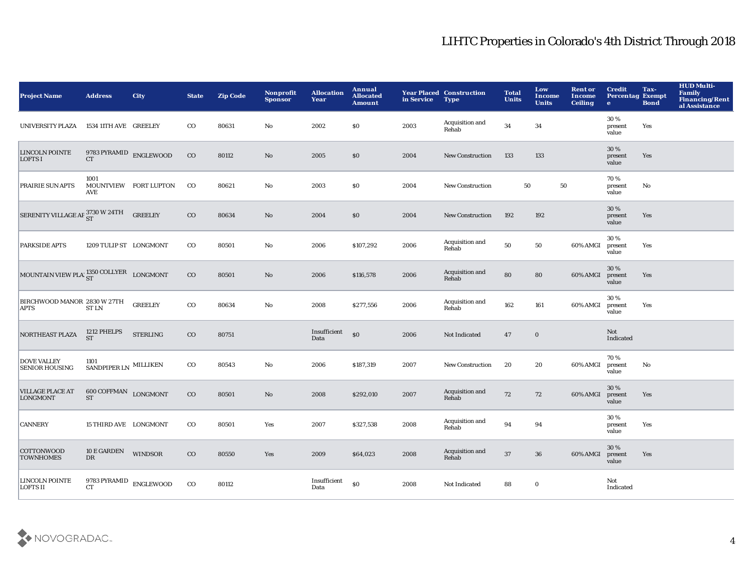# LIHTC Properties in Colorado's 4th District Through 2018

| Project Name | Address | City | State | Zip Code | Nonprofit Sponsor | Allocation Year | Annual Allocated Amount | Year Placed in Service | Construction Type | Total Units | Low Income Units | Rent or Income Ceiling | Credit Percentage | Tax-Exempt Bond | HUD Multi-Family Financing/Rental Assistance |
|---|---|---|---|---|---|---|---|---|---|---|---|---|---|---|---|
| UNIVERSITY PLAZA | 1534 11TH AVE | GREELEY | CO | 80631 | No | 2002 | $0 | 2003 | Acquisition and Rehab | 34 | 34 | | 30 % present value | Yes | |
| LINCOLN POINTE LOFTS I | 9783 PYRAMID CT | ENGLEWOOD | CO | 80112 | No | 2005 | $0 | 2004 | New Construction | 133 | 133 | | 30 % present value | Yes | |
| PRAIRIE SUN APTS | 1001 MOUNTVIEW AVE | FORT LUPTON | CO | 80621 | No | 2003 | $0 | 2004 | New Construction | 50 | 50 | | 70 % present value | No | |
| SERENITY VILLAGE AF | 3730 W 24TH ST | GREELEY | CO | 80634 | No | 2004 | $0 | 2004 | New Construction | 192 | 192 | | 30 % present value | Yes | |
| PARKSIDE APTS | 1209 TULIP ST | LONGMONT | CO | 80501 | No | 2006 | $107,292 | 2006 | Acquisition and Rehab | 50 | 50 | 60% AMGI | 30 % present value | Yes | |
| MOUNTAIN VIEW PLA | 1350 COLLYER ST | LONGMONT | CO | 80501 | No | 2006 | $116,578 | 2006 | Acquisition and Rehab | 80 | 80 | 60% AMGI | 30 % present value | Yes | |
| BIRCHWOOD MANOR APTS | 2830 W 27TH ST LN | GREELEY | CO | 80634 | No | 2008 | $277,556 | 2006 | Acquisition and Rehab | 162 | 161 | 60% AMGI | 30 % present value | Yes | |
| NORTHEAST PLAZA | 1212 PHELPS ST | STERLING | CO | 80751 | | Insufficient Data | $0 | 2006 | Not Indicated | 47 | 0 | | Not Indicated | | |
| DOVE VALLEY SENIOR HOUSING | 1101 SANDPIPER LN | MILLIKEN | CO | 80543 | No | 2006 | $187,319 | 2007 | New Construction | 20 | 20 | 60% AMGI | 70 % present value | No | |
| VILLAGE PLACE AT LONGMONT | 600 COFFMAN ST | LONGMONT | CO | 80501 | No | 2008 | $292,010 | 2007 | Acquisition and Rehab | 72 | 72 | 60% AMGI | 30 % present value | Yes | |
| CANNERY | 15 THIRD AVE | LONGMONT | CO | 80501 | Yes | 2007 | $327,538 | 2008 | Acquisition and Rehab | 94 | 94 | | 30 % present value | Yes | |
| COTTONWOOD TOWNHOMES | 10 E GARDEN DR | WINDSOR | CO | 80550 | Yes | 2009 | $64,023 | 2008 | Acquisition and Rehab | 37 | 36 | 60% AMGI | 30 % present value | Yes | |
| LINCOLN POINTE LOFTS II | 9783 PYRAMID CT | ENGLEWOOD | CO | 80112 | | Insufficient Data | $0 | 2008 | Not Indicated | 88 | 0 | | Not Indicated | | |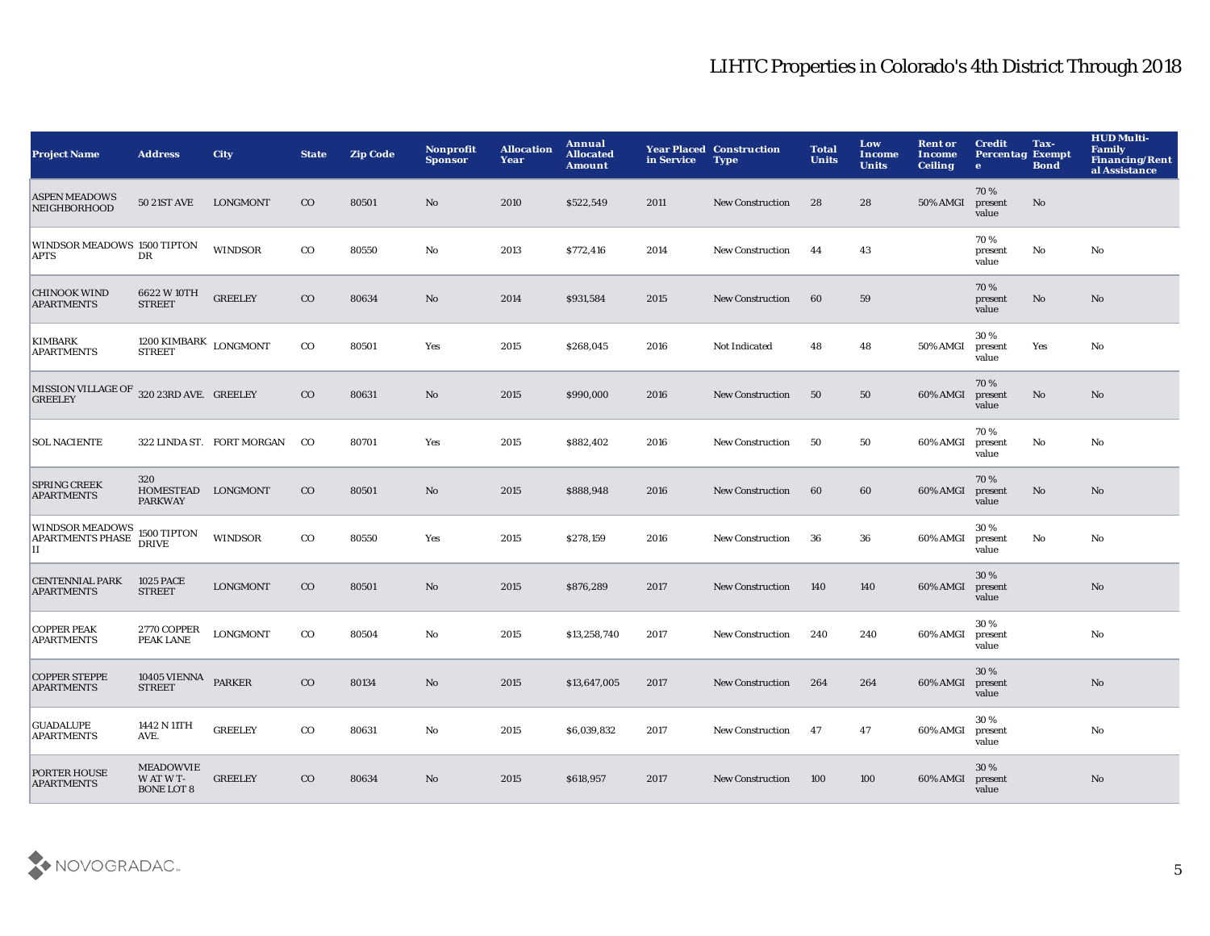# LIHTC Properties in Colorado's 4th District Through 2018

| Project Name | Address | City | State | Zip Code | Nonprofit Sponsor | Allocation Year | Annual Allocated Amount | Year Placed in Service | Construction Type | Total Units | Low Income Units | Rent or Income Ceiling | Credit Percentage | Tax-Exempt Bond | HUD Multi-Family Financing/Rental Assistance |
|---|---|---|---|---|---|---|---|---|---|---|---|---|---|---|---|
| ASPEN MEADOWS NEIGHBORHOOD | 50 21ST AVE | LONGMONT | CO | 80501 | No | 2010 | $522,549 | 2011 | New Construction | 28 | 28 | 50% AMGI | 70 % present value | No | |
| WINDSOR MEADOWS APTS | 1500 TIPTON DR | WINDSOR | CO | 80550 | No | 2013 | $772,416 | 2014 | New Construction | 44 | 43 | | 70 % present value | No | No |
| CHINOOK WIND APARTMENTS | 6622 W 10TH STREET | GREELEY | CO | 80634 | No | 2014 | $931,584 | 2015 | New Construction | 60 | 59 | | 70 % present value | No | No |
| KIMBARK APARTMENTS | 1200 KIMBARK STREET | LONGMONT | CO | 80501 | Yes | 2015 | $268,045 | 2016 | Not Indicated | 48 | 48 | 50% AMGI | 30 % present value | Yes | No |
| MISSION VILLAGE OF GREELEY | 320 23RD AVE. | GREELEY | CO | 80631 | No | 2015 | $990,000 | 2016 | New Construction | 50 | 50 | 60% AMGI | 70 % present value | No | No |
| SOL NACIENTE | 322 LINDA ST. | FORT MORGAN | CO | 80701 | Yes | 2015 | $882,402 | 2016 | New Construction | 50 | 50 | 60% AMGI | 70 % present value | No | No |
| SPRING CREEK APARTMENTS | 320 HOMESTEAD PARKWAY | LONGMONT | CO | 80501 | No | 2015 | $888,948 | 2016 | New Construction | 60 | 60 | 60% AMGI | 70 % present value | No | No |
| WINDSOR MEADOWS APARTMENTS PHASE II | 1500 TIPTON DRIVE | WINDSOR | CO | 80550 | Yes | 2015 | $278,159 | 2016 | New Construction | 36 | 36 | 60% AMGI | 30 % present value | No | No |
| CENTENNIAL PARK APARTMENTS | 1025 PACE STREET | LONGMONT | CO | 80501 | No | 2015 | $876,289 | 2017 | New Construction | 140 | 140 | 60% AMGI | 30 % present value | | No |
| COPPER PEAK APARTMENTS | 2770 COPPER PEAK LANE | LONGMONT | CO | 80504 | No | 2015 | $13,258,740 | 2017 | New Construction | 240 | 240 | 60% AMGI | 30 % present value | | No |
| COPPER STEPPE APARTMENTS | 10405 VIENNA STREET | PARKER | CO | 80134 | No | 2015 | $13,647,005 | 2017 | New Construction | 264 | 264 | 60% AMGI | 30 % present value | | No |
| GUADALUPE APARTMENTS | 1442 N 11TH AVE. | GREELEY | CO | 80631 | No | 2015 | $6,039,832 | 2017 | New Construction | 47 | 47 | 60% AMGI | 30 % present value | | No |
| PORTER HOUSE APARTMENTS | MEADOWVIEW AT W T-BONE LOT 8 | GREELEY | CO | 80634 | No | 2015 | $618,957 | 2017 | New Construction | 100 | 100 | 60% AMGI | 30 % present value | | No |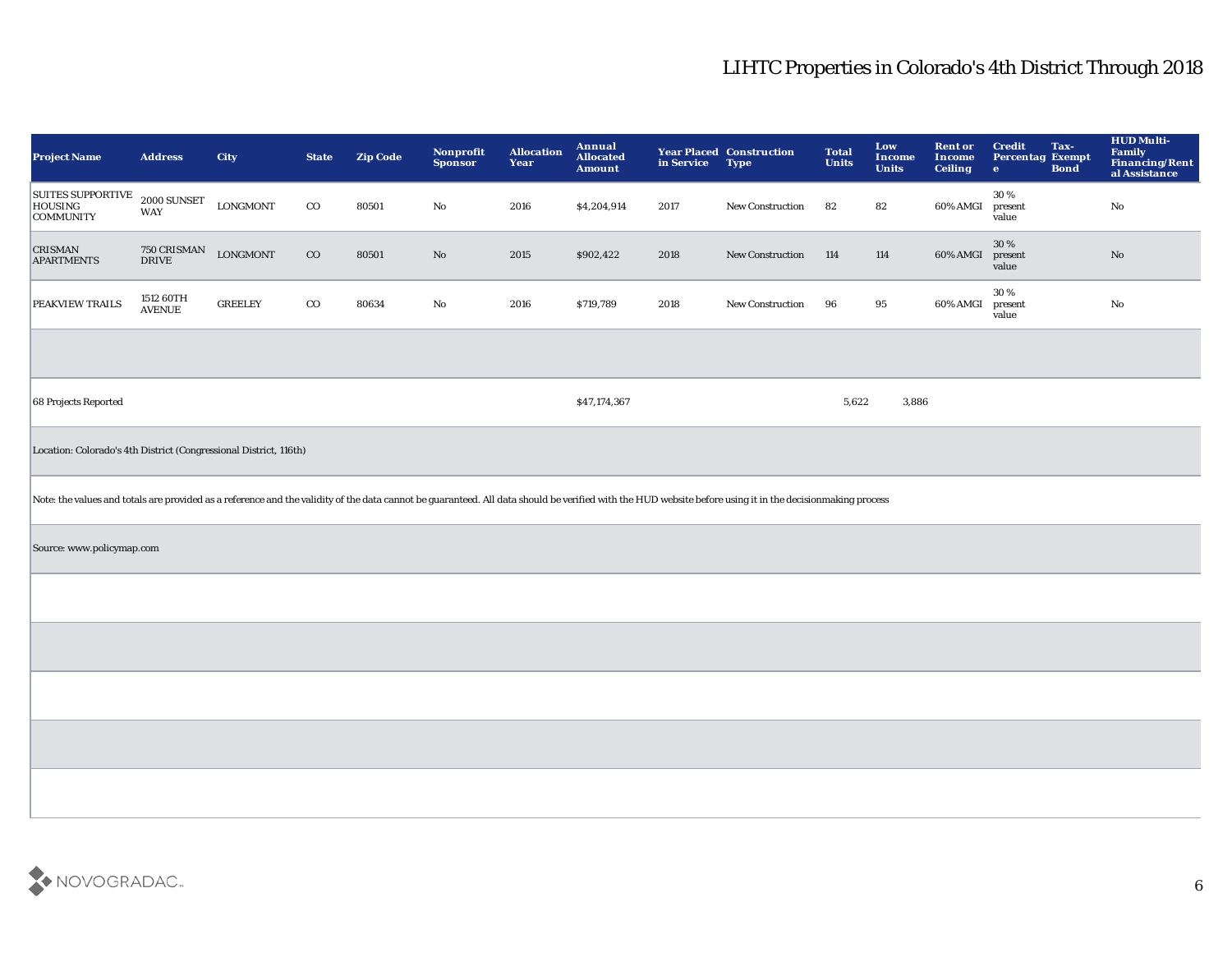## LIHTC Properties in Colorado's 4th District Through 2018

| Project Name | Address | City | State | Zip Code | Nonprofit Sponsor | Allocation Year | Annual Allocated Amount | Year Placed in Service | Construction Type | Total Units | Low Income Units | Rent or Income Ceiling | Credit Percentage | Tax-Exempt Bond | HUD Multi-Family Financing/Rental Assistance |
|---|---|---|---|---|---|---|---|---|---|---|---|---|---|---|---|
| SUITES SUPPORTIVE HOUSING COMMUNITY | 2000 SUNSET WAY | LONGMONT | CO | 80501 | No | 2016 | $4,204,914 | 2017 | New Construction | 82 | 82 | 60% AMGI | 30 % present value | | No |
| CRISMAN APARTMENTS | 750 CRISMAN DRIVE | LONGMONT | CO | 80501 | No | 2015 | $902,422 | 2018 | New Construction | 114 | 114 | 60% AMGI | 30 % present value | | No |
| PEAKVIEW TRAILS | 1512 60TH AVENUE | GREELEY | CO | 80634 | No | 2016 | $719,789 | 2018 | New Construction | 96 | 95 | 60% AMGI | 30 % present value | | No |
| | | | | | | | | | | | | | | | |
| 68 Projects Reported | | | | | | | $47,174,367 | | | 5,622 | 3,886 | | | | |

Location: Colorado's 4th District (Congressional District, 116th)

Note: the values and totals are provided as a reference and the validity of the data cannot be guaranteed. All data should be verified with the HUD website before using it in the decisionmaking process

Source: www.policymap.com